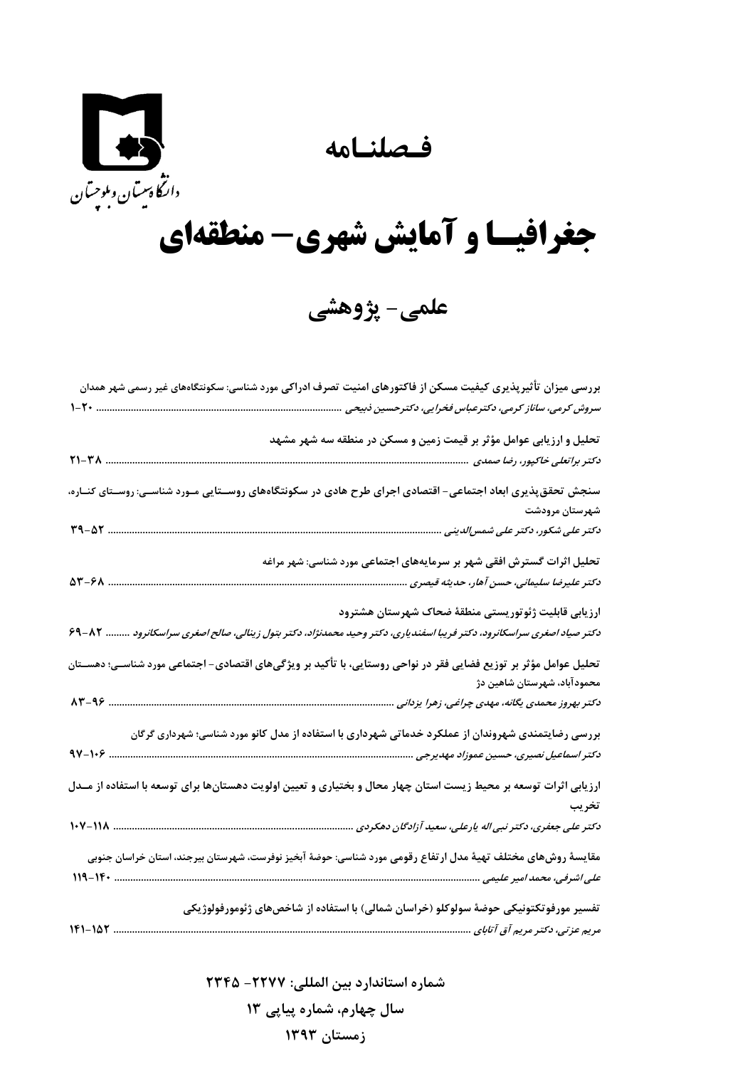دانشگاه سیستان و بلوچستان

# فصلنامه

# جغرافیا و آمایش شهری- منطقه‌ای

## علمی- پژوهشی

**بررسی میزان تأثیرپذیری کیفیت مسکن از فاکتورهای امنیت تصرف ادراکی مورد شناسی: سکونتگاه‌های غیر رسمی شهر همدان**
*سروش کرمی، ساناز کرمی، دکترعباس فخرایی، دکترحسین ذبیحی* ............ ۲۰-۱

**تحلیل و ارزیابی عوامل مؤثر بر قیمت زمین و مسکن در منطقه سه شهر مشهد**
*دکتر براتعلی خاکپور، رضا صمدی* ............ ۳۸-۲۱

**سنجش تحقق‌پذیری ابعاد اجتماعی- اقتصادی اجرای طرح هادی در سکونتگاه‌های روستایی مورد شناسی: روستای کناره، شهرستان مرودشت**
*دکتر علی شکور، دکتر علی شمس‌الدینی* ............ ۵۲-۳۹

**تحلیل اثرات گسترش افقی شهر بر سرمایه‌های اجتماعی مورد شناسی: شهر مراغه**
*دکتر علیرضا سلیمانی، حسن آهار، حدیثه قیصری* ............ ۶۸-۵۳

**ارزیابی قابلیت ژئوتوریستی منطقهٔ ضحاک شهرستان هشترود**
*دکتر صیاد اصغری سراسکانرود، دکتر فریبا اسفندیاری، دکتر وحید محمدنژاد، دکتر بتول زینالی، صالح اصغری سراسکانرود* ............ ۸۲-۶۹

**تحلیل عوامل مؤثر بر توزیع فضایی فقر در نواحی روستایی، با تأکید بر ویژگی‌های اقتصادی- اجتماعی مورد شناسی؛ دهستان محمودآباد، شهرستان شاهین دژ**
*دکتر بهروز محمدی یگانه، مهدی چراغی، زهرا یزدانی* ............ ۹۶-۸۳

**بررسی رضایتمندی شهروندان از عملکرد خدماتی شهرداری با استفاده از مدل کانو مورد شناسی؛ شهرداری گرگان**
*دکتر اسماعیل نصیری، حسین عموزاد مهدیرجی* ............ ۱۰۶-۹۷

**ارزیابی اثرات توسعه بر محیط زیست استان چهار محال و بختیاری و تعیین اولویت دهستان‌ها برای توسعه با استفاده از مدل تخریب**
*دکتر علی جعفری، دکتر نبی اله یارعلی، سعید آزادگان دهکردی* ............ ۱۱۸-۱۰۷

**مقایسهٔ روش‌های مختلف تهیهٔ مدل ارتفاع رقومی مورد شناسی: حوضهٔ آبخیز نوفرست، شهرستان بیرجند، استان خراسان جنوبی**
*علی اشرفی، محمد امیر علیمی* ............ ۱۴۰-۱۱۹

**تفسیر مورفوتکتونیکی حوضهٔ سولوکلو (خراسان شمالی) با استفاده از شاخص‌های ژئومورفولوژیکی**
*مریم عزتی، دکتر مریم آق آتابای* ............ ۱۵۲-۱۴۱

**شماره استاندارد بین المللی: ۲۲۷۷- ۲۳۴۵**
**سال چهارم، شماره پیاپی ۱۳**
**زمستان ۱۳۹۳**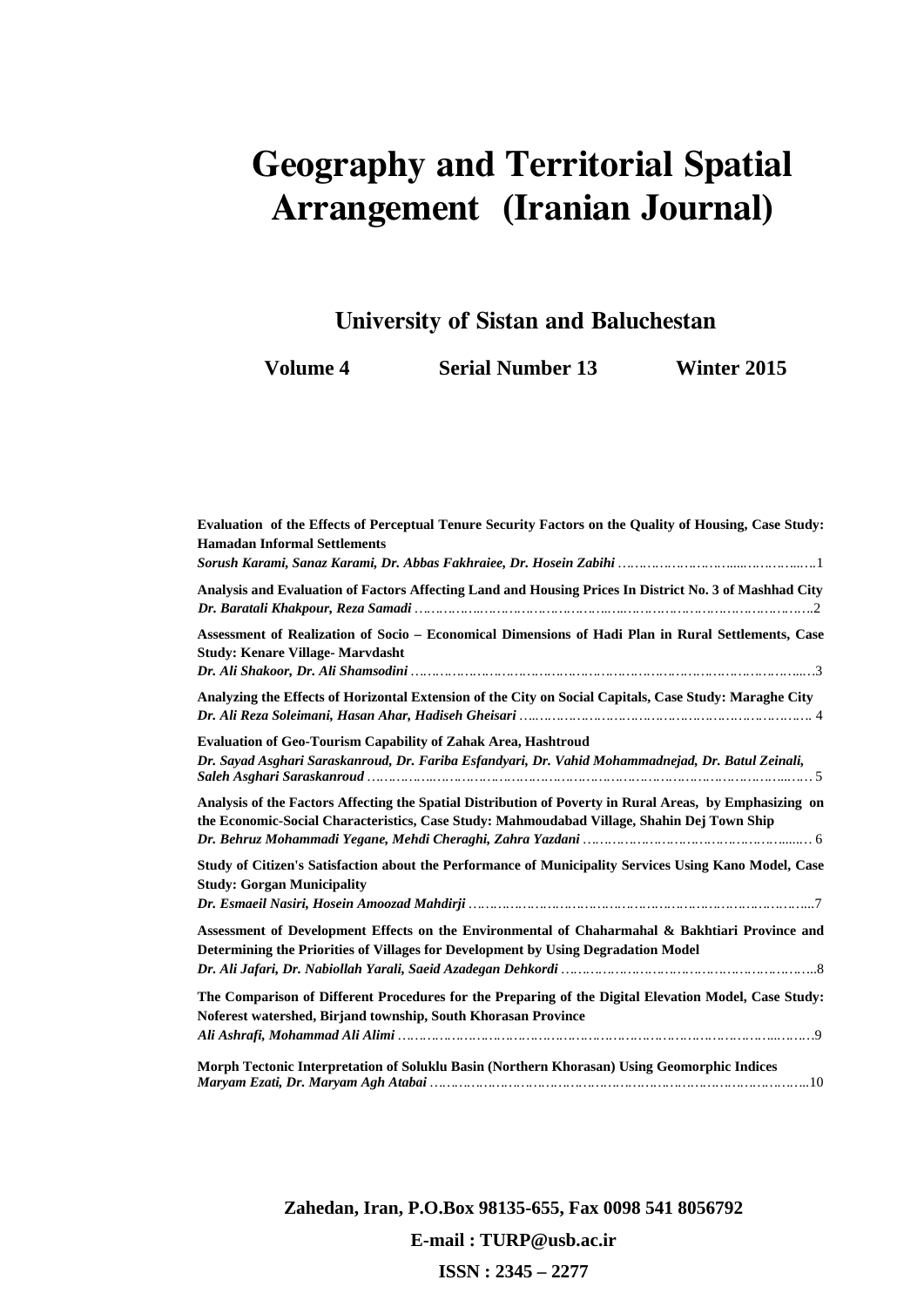# Geography and Territorial Spatial Arrangement (Iranian Journal)

## University of Sistan and Baluchestan

**Volume 4 Serial Number 13 Winter 2015**

**Evaluation of the Effects of Perceptual Tenure Security Factors on the Quality of Housing, Case Study: Hamadan Informal Settlements**
*Sorush Karami, Sanaz Karami, Dr. Abbas Fakhraiee, Dr. Hosein Zabihi* ……………………….....…………..…1

**Analysis and Evaluation of Factors Affecting Land and Housing Prices In District No. 3 of Mashhad City**
*Dr. Baratali Khakpour, Reza Samadi* ……………..……………………..…..……………………………………..2

**Assessment of Realization of Socio – Economical Dimensions of Hadi Plan in Rural Settlements, Case Study: Kenare Village- Marvdasht**
*Dr. Ali Shakoor, Dr. Ali Shamsodini* ……………………………………………………………………………....…3

**Analyzing the Effects of Horizontal Extension of the City on Social Capitals, Case Study: Maraghe City**
*Dr. Ali Reza Soleimani, Hasan Ahar, Hadiseh Gheisari* …..……………………………………………………….. 4

**Evaluation of Geo-Tourism Capability of Zahak Area, Hashtroud**
*Dr. Sayad Asghari Saraskanroud, Dr. Fariba Esfandyari, Dr. Vahid Mohammadnejad, Dr. Batul Zeinali, Saleh Asghari Saraskanroud* ……………..…………………………………………………………………...….… 5

**Analysis of the Factors Affecting the Spatial Distribution of Poverty in Rural Areas, by Emphasizing on the Economic-Social Characteristics, Case Study: Mahmoudabad Village, Shahin Dej Town Ship**
*Dr. Behruz Mohammadi Yegane, Mehdi Cheraghi, Zahra Yazdani* …………………………………………......… 6

**Study of Citizen's Satisfaction about the Performance of Municipality Services Using Kano Model, Case Study: Gorgan Municipality**
*Dr. Esmaeil Nasiri, Hosein Amoozad Mahdirji* ……………………………………………………………………...7

**Assessment of Development Effects on the Environmental of Chaharmahal & Bakhtiari Province and Determining the Priorities of Villages for Development by Using Degradation Model**
*Dr. Ali Jafari, Dr. Nabiollah Yarali, Saeid Azadegan Dehkordi* …………………………………………………...8

**The Comparison of Different Procedures for the Preparing of the Digital Elevation Model, Case Study: Noferest watershed, Birjand township, South Khorasan Province**
*Ali Ashrafi, Mohammad Ali Alimi* ………………………………………………………………………...…….9

**Morph Tectonic Interpretation of Soluklu Basin (Northern Khorasan) Using Geomorphic Indices**
*Maryam Ezati, Dr. Maryam Agh Atabai* ……………………………………………………………………………..10

**Zahedan, Iran, P.O.Box 98135-655, Fax 0098 541 8056792**

**E-mail : TURP@usb.ac.ir**

**ISSN : 2345 – 2277**